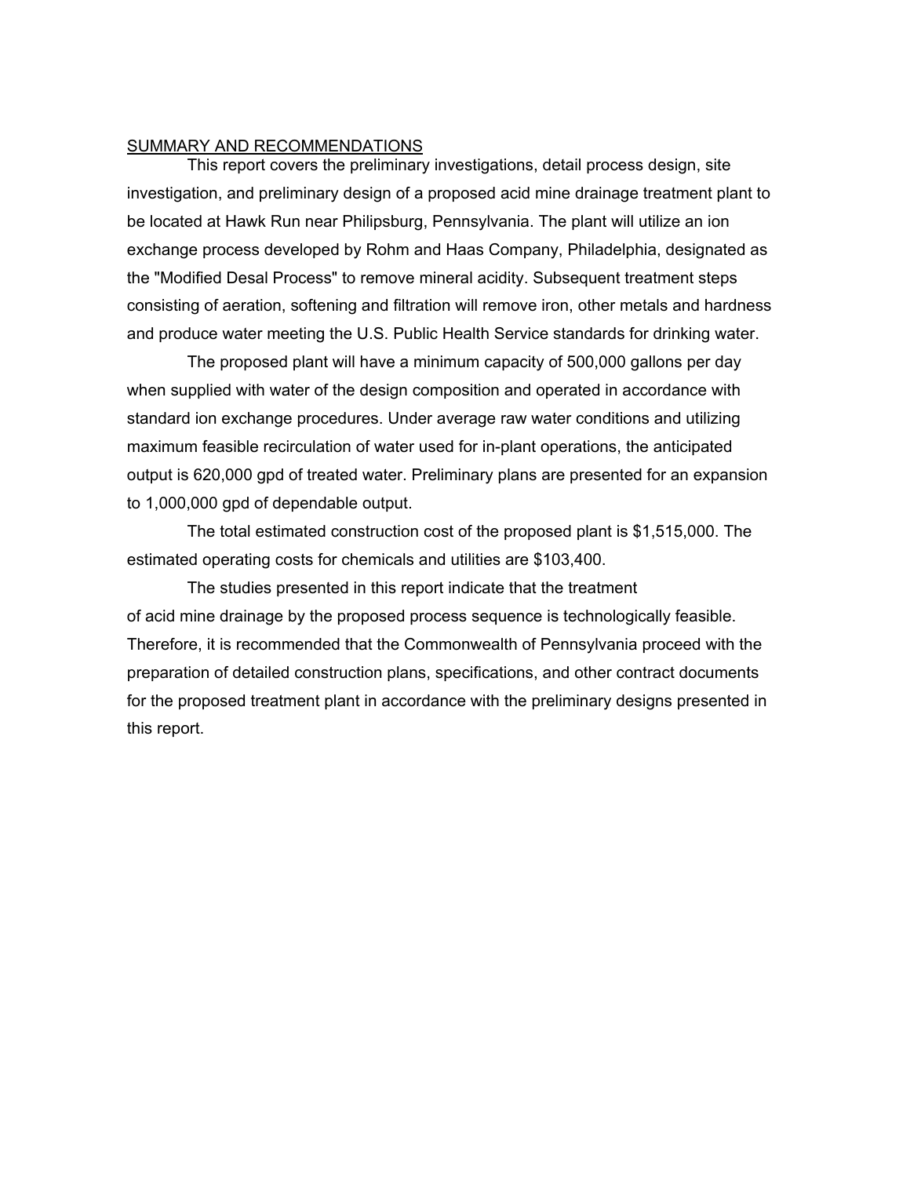## SUMMARY AND RECOMMENDATIONS

This report covers the preliminary investigations, detail process design, site investigation, and preliminary design of a proposed acid mine drainage treatment plant to be located at Hawk Run near Philipsburg, Pennsylvania. The plant will utilize an ion exchange process developed by Rohm and Haas Company, Philadelphia, designated as the "Modified Desal Process" to remove mineral acidity. Subsequent treatment steps consisting of aeration, softening and filtration will remove iron, other metals and hardness and produce water meeting the U.S. Public Health Service standards for drinking water.

The proposed plant will have a minimum capacity of 500,000 gallons per day when supplied with water of the design composition and operated in accordance with standard ion exchange procedures. Under average raw water conditions and utilizing maximum feasible recirculation of water used for in-plant operations, the anticipated output is 620,000 gpd of treated water. Preliminary plans are presented for an expansion to 1,000,000 gpd of dependable output.

The total estimated construction cost of the proposed plant is $1,515,000. The estimated operating costs for chemicals and utilities are $103,400.

The studies presented in this report indicate that the treatment of acid mine drainage by the proposed process sequence is technologically feasible. Therefore, it is recommended that the Commonwealth of Pennsylvania proceed with the preparation of detailed construction plans, specifications, and other contract documents for the proposed treatment plant in accordance with the preliminary designs presented in this report.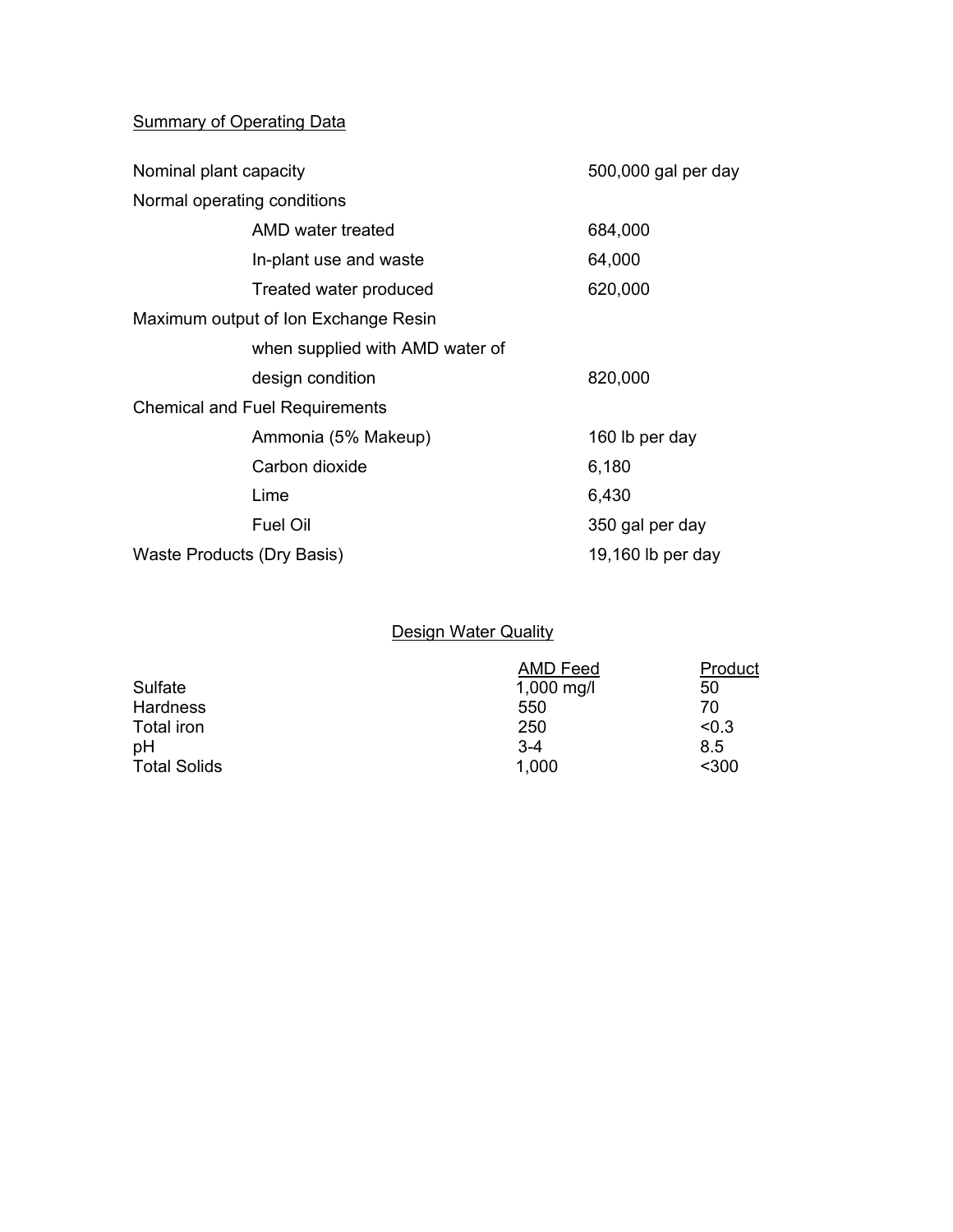Summary of Operating Data

| | |
|---|---|
| Nominal plant capacity | 500,000 gal per day |
| Normal operating conditions | |
| AMD water treated | 684,000 |
| In-plant use and waste | 64,000 |
| Treated water produced | 620,000 |
| Maximum output of Ion Exchange Resin when supplied with AMD water of design condition | 820,000 |
| Chemical and Fuel Requirements | |
| Ammonia (5% Makeup) | 160 lb per day |
| Carbon dioxide | 6,180 |
| Lime | 6,430 |
| Fuel Oil | 350 gal per day |
| Waste Products (Dry Basis) | 19,160 lb per day |

Design Water Quality

| | AMD Feed | Product |
|---|---|---|
| Sulfate | 1,000 mg/l | 50 |
| Hardness | 550 | 70 |
| Total iron | 250 | <0.3 |
| pH | 3-4 | 8.5 |
| Total Solids | 1,000 | <300 |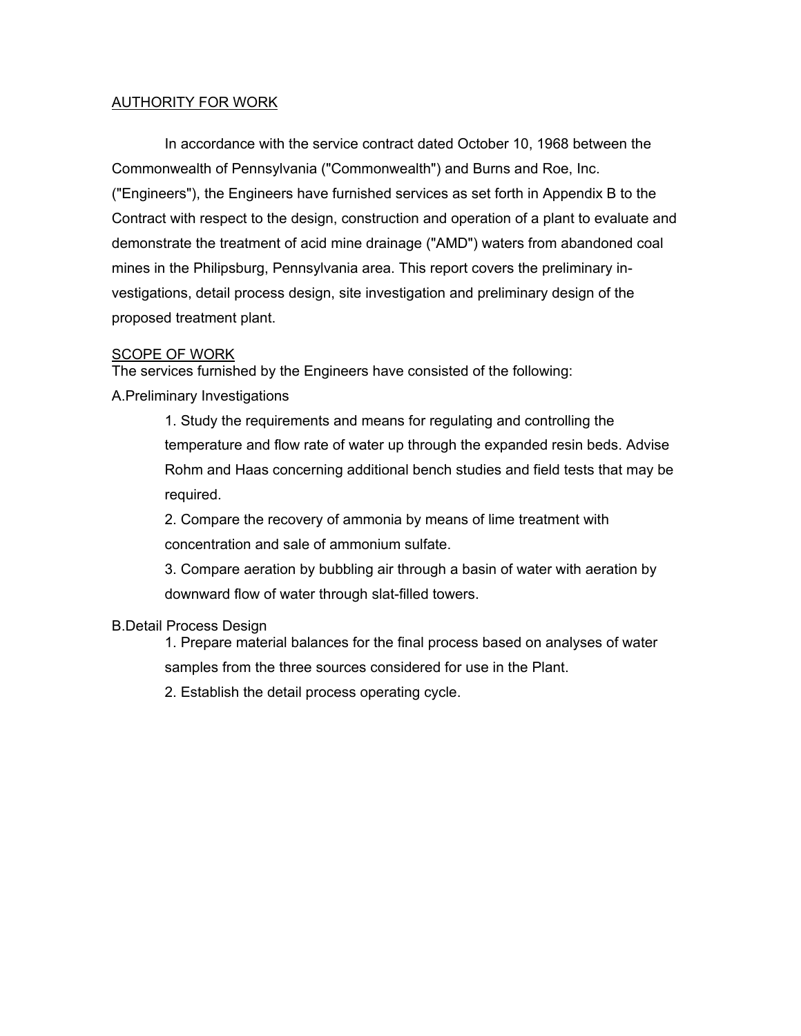## AUTHORITY FOR WORK

In accordance with the service contract dated October 10, 1968 between the Commonwealth of Pennsylvania ("Commonwealth") and Burns and Roe, Inc. ("Engineers"), the Engineers have furnished services as set forth in Appendix B to the Contract with respect to the design, construction and operation of a plant to evaluate and demonstrate the treatment of acid mine drainage ("AMD") waters from abandoned coal mines in the Philipsburg, Pennsylvania area. This report covers the preliminary investigations, detail process design, site investigation and preliminary design of the proposed treatment plant.

## SCOPE OF WORK

The services furnished by the Engineers have consisted of the following:

A. Preliminary Investigations

1. Study the requirements and means for regulating and controlling the temperature and flow rate of water up through the expanded resin beds. Advise Rohm and Haas concerning additional bench studies and field tests that may be required.
2. Compare the recovery of ammonia by means of lime treatment with concentration and sale of ammonium sulfate.
3. Compare aeration by bubbling air through a basin of water with aeration by downward flow of water through slat-filled towers.

B. Detail Process Design

1. Prepare material balances for the final process based on analyses of water samples from the three sources considered for use in the Plant.
2. Establish the detail process operating cycle.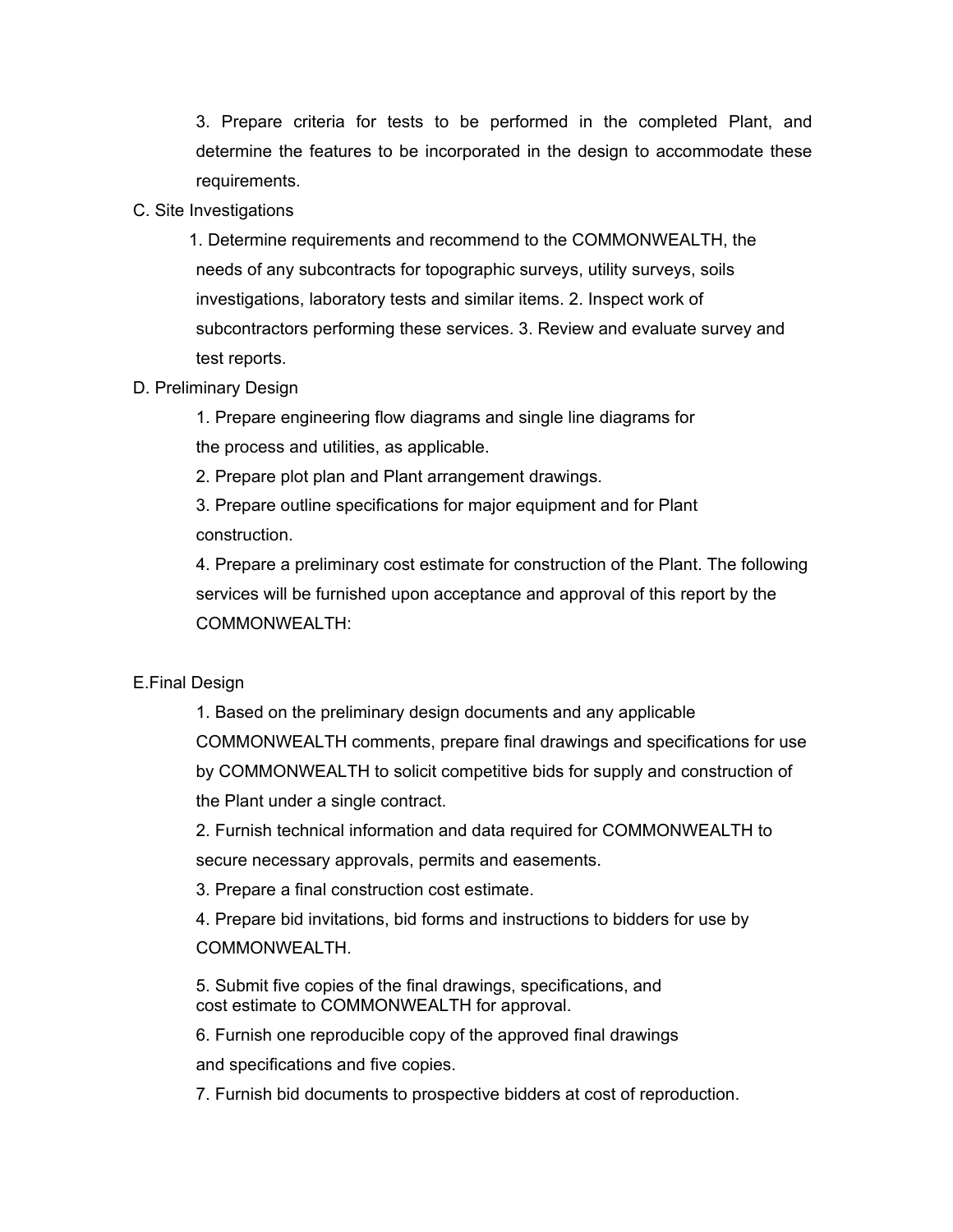3. Prepare criteria for tests to be performed in the completed Plant, and determine the features to be incorporated in the design to accommodate these requirements.

C. Site Investigations

1. Determine requirements and recommend to the COMMONWEALTH, the needs of any subcontracts for topographic surveys, utility surveys, soils investigations, laboratory tests and similar items. 2. Inspect work of subcontractors performing these services. 3. Review and evaluate survey and test reports.

D. Preliminary Design

1. Prepare engineering flow diagrams and single line diagrams for the process and utilities, as applicable.

2. Prepare plot plan and Plant arrangement drawings.

3. Prepare outline specifications for major equipment and for Plant construction.

4. Prepare a preliminary cost estimate for construction of the Plant. The following services will be furnished upon acceptance and approval of this report by the COMMONWEALTH:

E.Final Design

1. Based on the preliminary design documents and any applicable COMMONWEALTH comments, prepare final drawings and specifications for use by COMMONWEALTH to solicit competitive bids for supply and construction of the Plant under a single contract.

2. Furnish technical information and data required for COMMONWEALTH to secure necessary approvals, permits and easements.

3. Prepare a final construction cost estimate.

4. Prepare bid invitations, bid forms and instructions to bidders for use by COMMONWEALTH.

5. Submit five copies of the final drawings, specifications, and cost estimate to COMMONWEALTH for approval.

6. Furnish one reproducible copy of the approved final drawings and specifications and five copies.

7. Furnish bid documents to prospective bidders at cost of reproduction.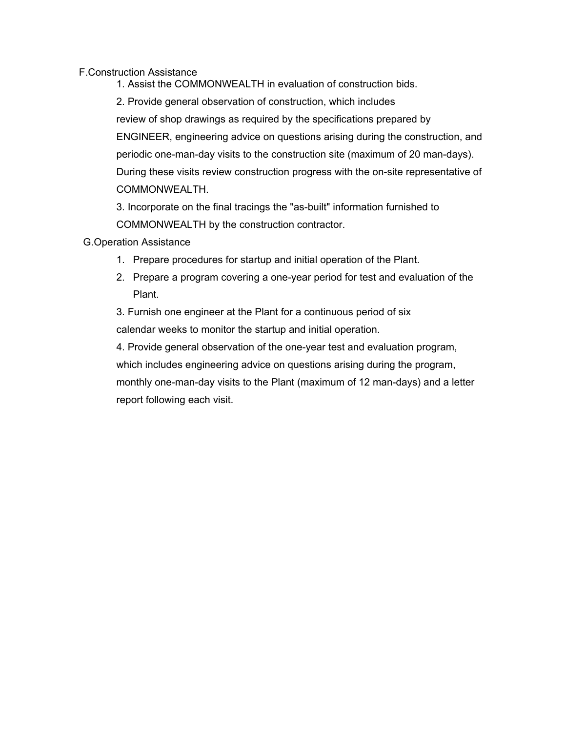F. Construction Assistance

1. Assist the COMMONWEALTH in evaluation of construction bids.
2. Provide general observation of construction, which includes review of shop drawings as required by the specifications prepared by ENGINEER, engineering advice on questions arising during the construction, and periodic one-man-day visits to the construction site (maximum of 20 man-days). During these visits review construction progress with the on-site representative of COMMONWEALTH.
3. Incorporate on the final tracings the "as-built" information furnished to COMMONWEALTH by the construction contractor.

G. Operation Assistance

1. Prepare procedures for startup and initial operation of the Plant.
2. Prepare a program covering a one-year period for test and evaluation of the Plant.
3. Furnish one engineer at the Plant for a continuous period of six calendar weeks to monitor the startup and initial operation.
4. Provide general observation of the one-year test and evaluation program, which includes engineering advice on questions arising during the program, monthly one-man-day visits to the Plant (maximum of 12 man-days) and a letter report following each visit.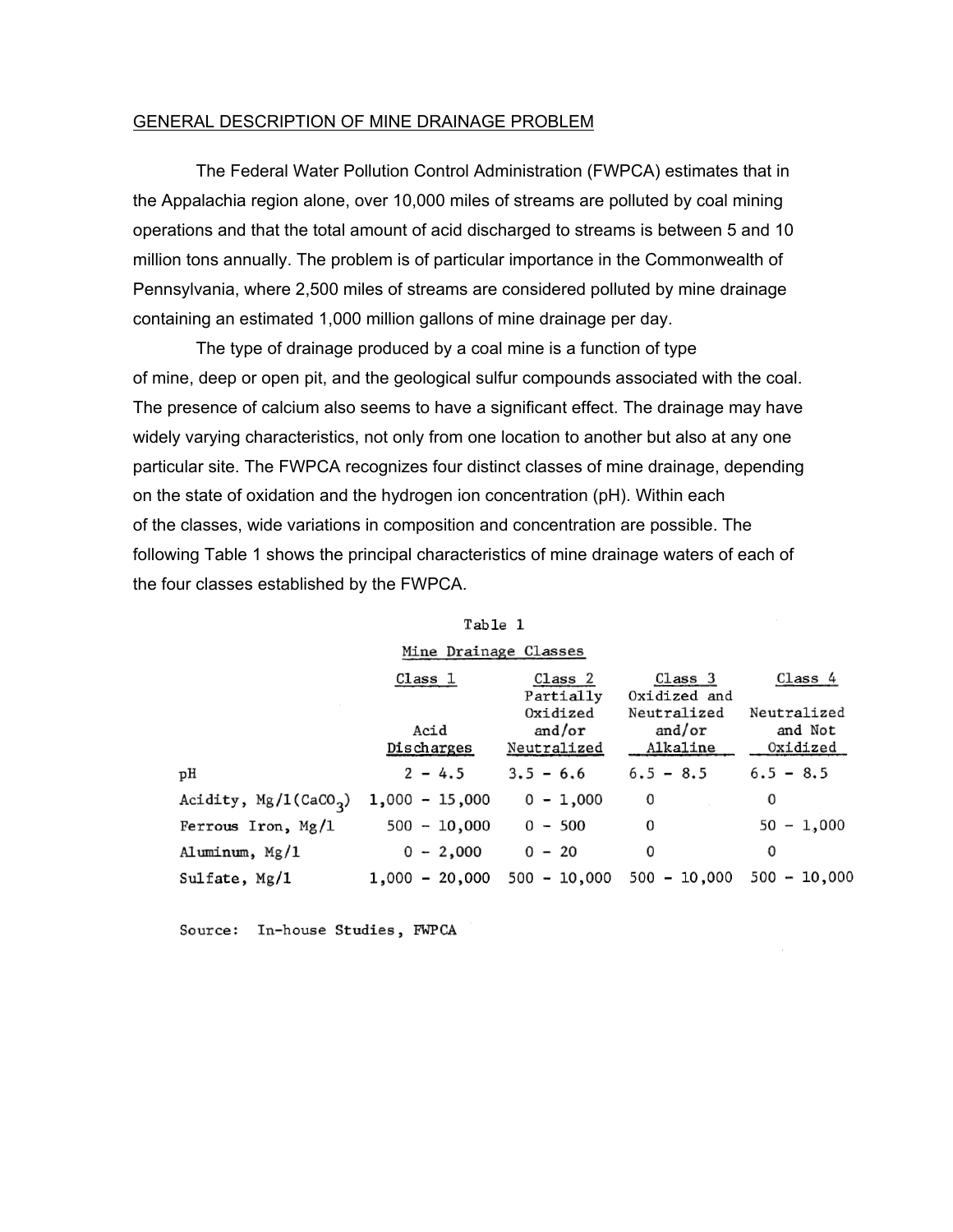## GENERAL DESCRIPTION OF MINE DRAINAGE PROBLEM

The Federal Water Pollution Control Administration (FWPCA) estimates that in the Appalachia region alone, over 10,000 miles of streams are polluted by coal mining operations and that the total amount of acid discharged to streams is between 5 and 10 million tons annually. The problem is of particular importance in the Commonwealth of Pennsylvania, where 2,500 miles of streams are considered polluted by mine drainage containing an estimated 1,000 million gallons of mine drainage per day.

The type of drainage produced by a coal mine is a function of type of mine, deep or open pit, and the geological sulfur compounds associated with the coal. The presence of calcium also seems to have a significant effect. The drainage may have widely varying characteristics, not only from one location to another but also at any one particular site. The FWPCA recognizes four distinct classes of mine drainage, depending on the state of oxidation and the hydrogen ion concentration (pH). Within each of the classes, wide variations in composition and concentration are possible. The following Table 1 shows the principal characteristics of mine drainage waters of each of the four classes established by the FWPCA.

Table 1

Mine Drainage Classes

| | Class 1 Acid Discharges | Class 2 Partially Oxidized and/or Neutralized | Class 3 Oxidized and Neutralized and/or Alkaline | Class 4 Neutralized and Not Oxidized |
|---|---|---|---|---|
| pH | 2 - 4.5 | 3.5 - 6.6 | 6.5 - 8.5 | 6.5 - 8.5 |
| Acidity, Mg/l ($CaCO_3$) | 1,000 - 15,000 | 0 - 1,000 | 0 | 0 |
| Ferrous Iron, Mg/l | 500 - 10,000 | 0 - 500 | 0 | 50 - 1,000 |
| Aluminum, Mg/l | 0 - 2,000 | 0 - 20 | 0 | 0 |
| Sulfate, Mg/l | 1,000 - 20,000 | 500 - 10,000 | 500 - 10,000 | 500 - 10,000 |

Source: In-house Studies, FWPCA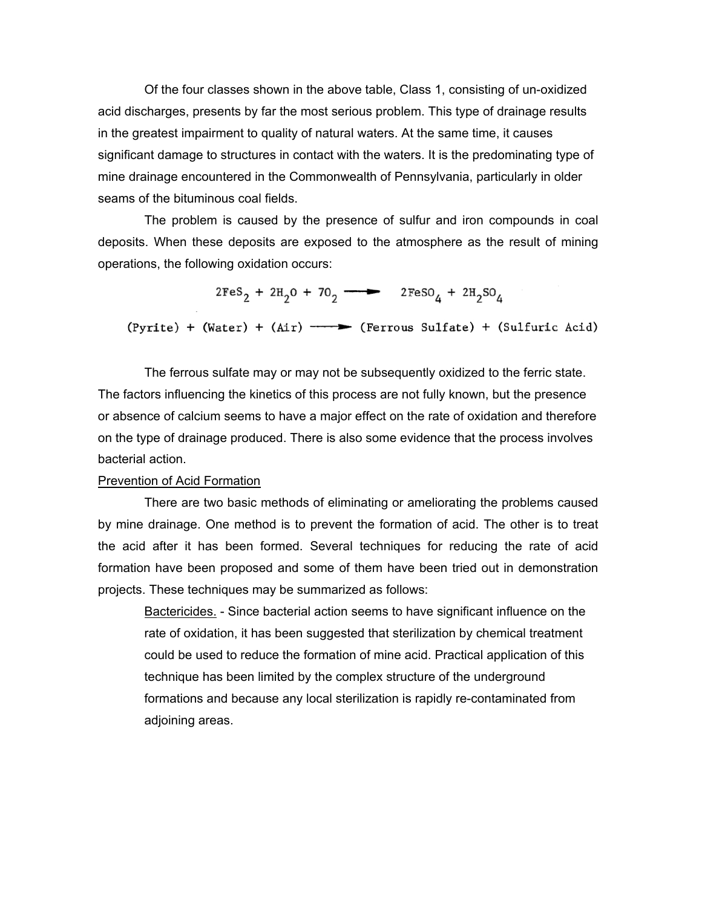Of the four classes shown in the above table, Class 1, consisting of un-oxidized acid discharges, presents by far the most serious problem. This type of drainage results in the greatest impairment to quality of natural waters. At the same time, it causes significant damage to structures in contact with the waters. It is the predominating type of mine drainage encountered in the Commonwealth of Pennsylvania, particularly in older seams of the bituminous coal fields.

The problem is caused by the presence of sulfur and iron compounds in coal deposits. When these deposits are exposed to the atmosphere as the result of mining operations, the following oxidation occurs:

$$2FeS_2 + 2H_2O + 7O_2 \longrightarrow 2FeSO_4 + 2H_2SO_4$$

$$\text{(Pyrite)} + \text{(Water)} + \text{(Air)} \longrightarrow \text{(Ferrous Sulfate)} + \text{(Sulfuric Acid)}$$

The ferrous sulfate may or may not be subsequently oxidized to the ferric state. The factors influencing the kinetics of this process are not fully known, but the presence or absence of calcium seems to have a major effect on the rate of oxidation and therefore on the type of drainage produced. There is also some evidence that the process involves bacterial action.

Prevention of Acid Formation

There are two basic methods of eliminating or ameliorating the problems caused by mine drainage. One method is to prevent the formation of acid. The other is to treat the acid after it has been formed. Several techniques for reducing the rate of acid formation have been proposed and some of them have been tried out in demonstration projects. These techniques may be summarized as follows:

Bactericides. - Since bacterial action seems to have significant influence on the rate of oxidation, it has been suggested that sterilization by chemical treatment could be used to reduce the formation of mine acid. Practical application of this technique has been limited by the complex structure of the underground formations and because any local sterilization is rapidly re-contaminated from adjoining areas.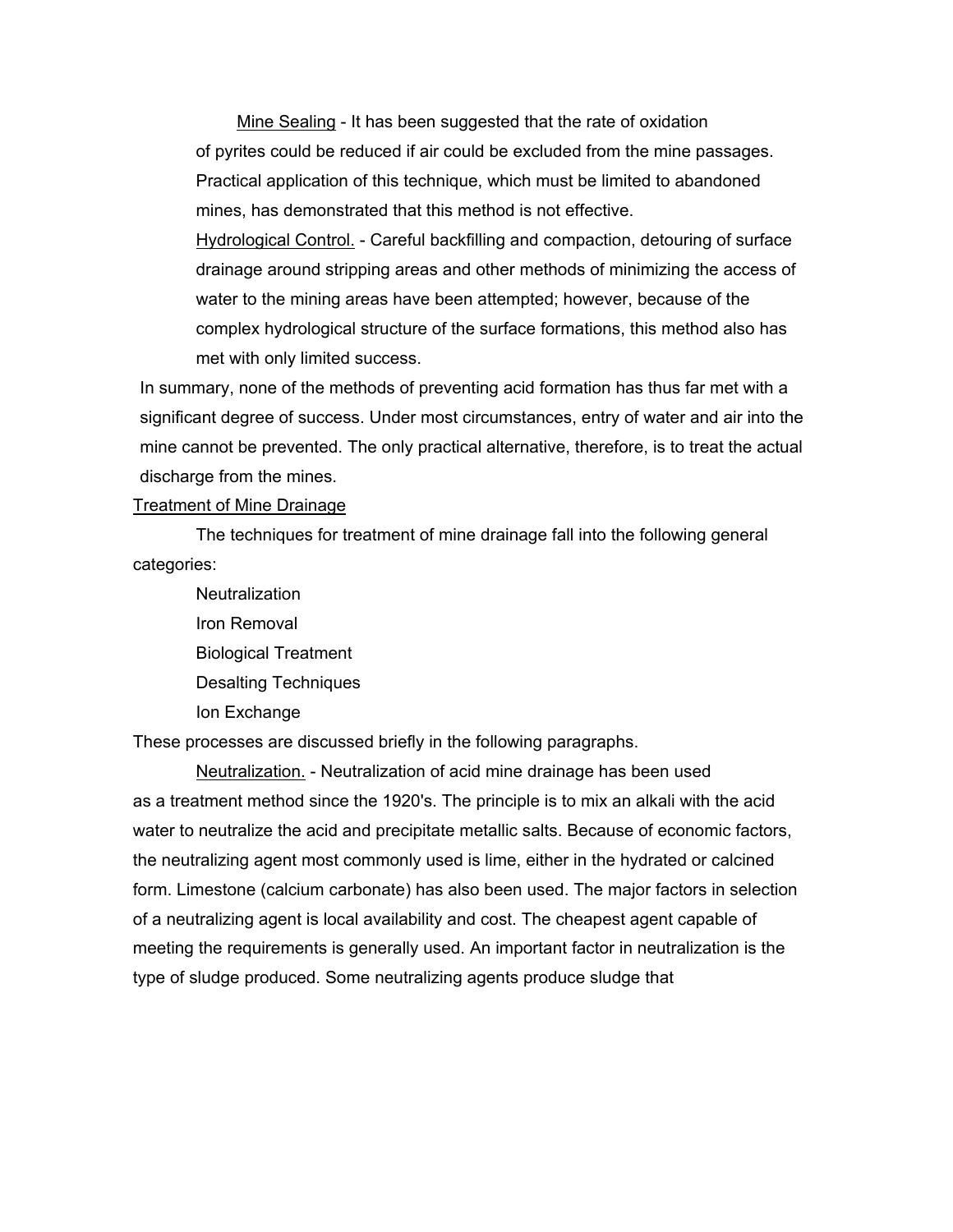Mine Sealing - It has been suggested that the rate of oxidation of pyrites could be reduced if air could be excluded from the mine passages. Practical application of this technique, which must be limited to abandoned mines, has demonstrated that this method is not effective.

Hydrological Control. - Careful backfilling and compaction, detouring of surface drainage around stripping areas and other methods of minimizing the access of water to the mining areas have been attempted; however, because of the complex hydrological structure of the surface formations, this method also has met with only limited success.

In summary, none of the methods of preventing acid formation has thus far met with a significant degree of success. Under most circumstances, entry of water and air into the mine cannot be prevented. The only practical alternative, therefore, is to treat the actual discharge from the mines.

## Treatment of Mine Drainage

The techniques for treatment of mine drainage fall into the following general categories:

- Neutralization
- Iron Removal
- Biological Treatment
- Desalting Techniques
- Ion Exchange

These processes are discussed briefly in the following paragraphs.

Neutralization. - Neutralization of acid mine drainage has been used as a treatment method since the 1920's. The principle is to mix an alkali with the acid water to neutralize the acid and precipitate metallic salts. Because of economic factors, the neutralizing agent most commonly used is lime, either in the hydrated or calcined form. Limestone (calcium carbonate) has also been used. The major factors in selection of a neutralizing agent is local availability and cost. The cheapest agent capable of meeting the requirements is generally used. An important factor in neutralization is the type of sludge produced. Some neutralizing agents produce sludge that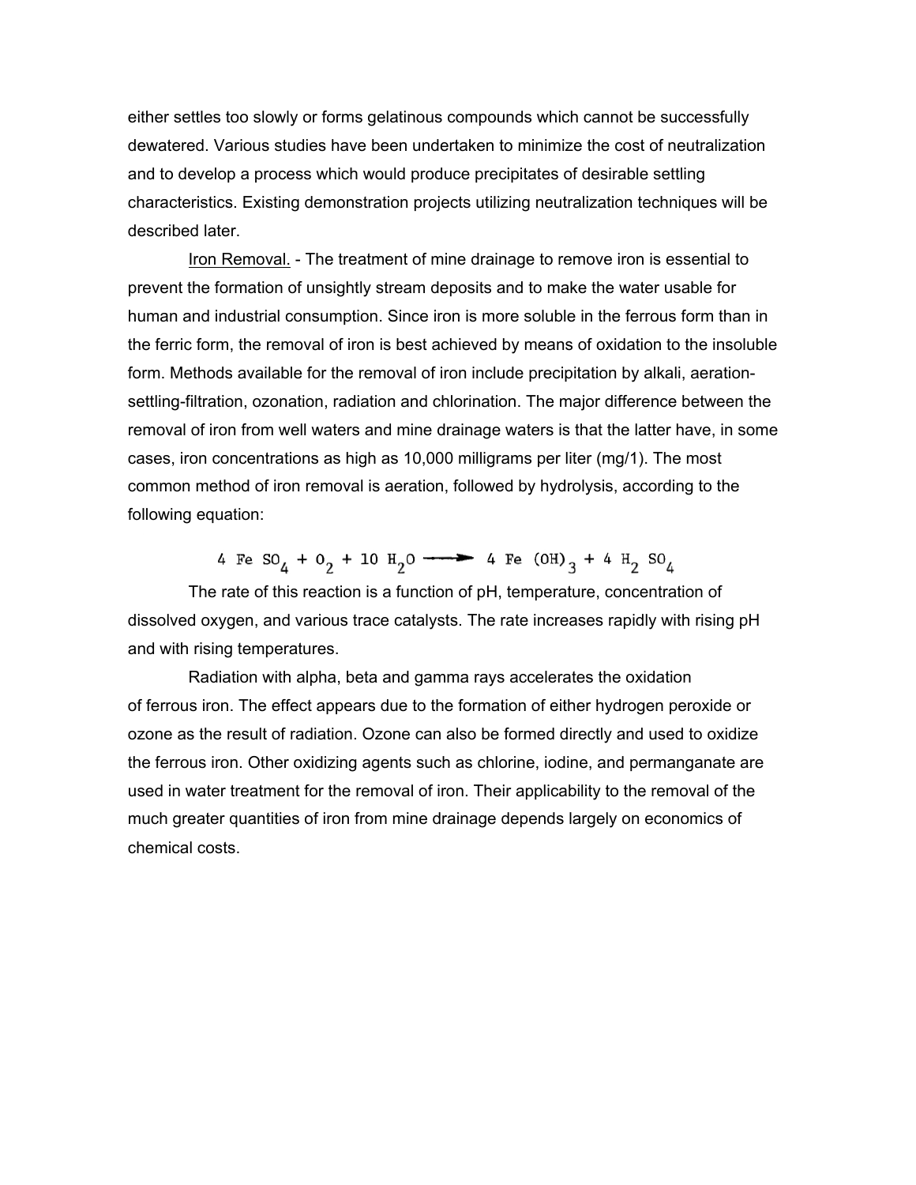either settles too slowly or forms gelatinous compounds which cannot be successfully dewatered. Various studies have been undertaken to minimize the cost of neutralization and to develop a process which would produce precipitates of desirable settling characteristics. Existing demonstration projects utilizing neutralization techniques will be described later.

Iron Removal. - The treatment of mine drainage to remove iron is essential to prevent the formation of unsightly stream deposits and to make the water usable for human and industrial consumption. Since iron is more soluble in the ferrous form than in the ferric form, the removal of iron is best achieved by means of oxidation to the insoluble form. Methods available for the removal of iron include precipitation by alkali, aeration-settling-filtration, ozonation, radiation and chlorination. The major difference between the removal of iron from well waters and mine drainage waters is that the latter have, in some cases, iron concentrations as high as 10,000 milligrams per liter (mg/1). The most common method of iron removal is aeration, followed by hydrolysis, according to the following equation:

$$4\ FeSO_4 + O_2 + 10\ H_2O \longrightarrow 4\ Fe(OH)_3 + 4\ H_2SO_4$$

The rate of this reaction is a function of pH, temperature, concentration of dissolved oxygen, and various trace catalysts. The rate increases rapidly with rising pH and with rising temperatures.

Radiation with alpha, beta and gamma rays accelerates the oxidation of ferrous iron. The effect appears due to the formation of either hydrogen peroxide or ozone as the result of radiation. Ozone can also be formed directly and used to oxidize the ferrous iron. Other oxidizing agents such as chlorine, iodine, and permanganate are used in water treatment for the removal of iron. Their applicability to the removal of the much greater quantities of iron from mine drainage depends largely on economics of chemical costs.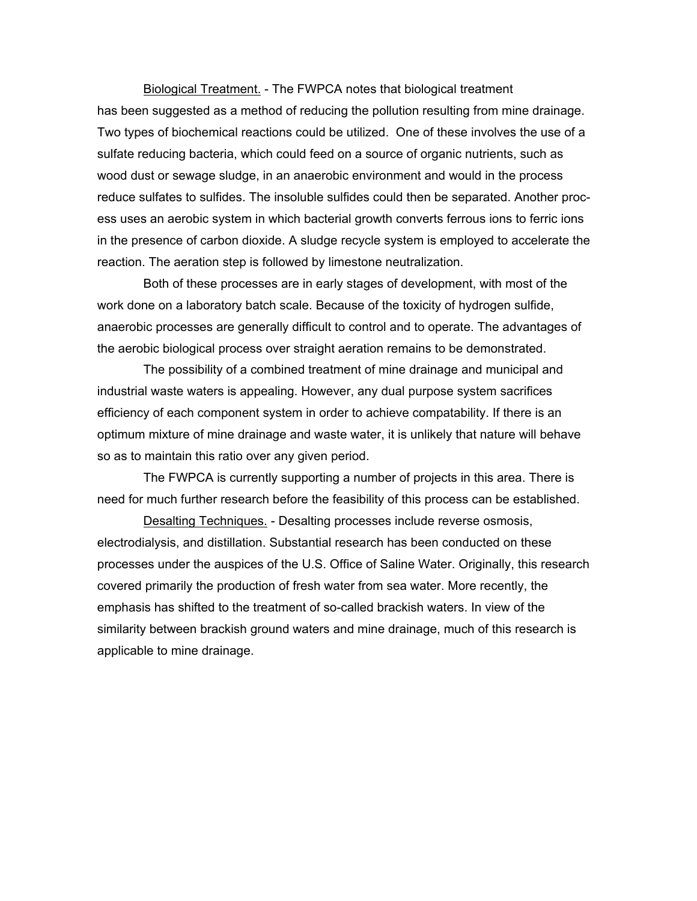<u>Biological Treatment.</u> - The FWPCA notes that biological treatment has been suggested as a method of reducing the pollution resulting from mine drainage. Two types of biochemical reactions could be utilized. One of these involves the use of a sulfate reducing bacteria, which could feed on a source of organic nutrients, such as wood dust or sewage sludge, in an anaerobic environment and would in the process reduce sulfates to sulfides. The insoluble sulfides could then be separated. Another process uses an aerobic system in which bacterial growth converts ferrous ions to ferric ions in the presence of carbon dioxide. A sludge recycle system is employed to accelerate the reaction. The aeration step is followed by limestone neutralization.

Both of these processes are in early stages of development, with most of the work done on a laboratory batch scale. Because of the toxicity of hydrogen sulfide, anaerobic processes are generally difficult to control and to operate. The advantages of the aerobic biological process over straight aeration remains to be demonstrated.

The possibility of a combined treatment of mine drainage and municipal and industrial waste waters is appealing. However, any dual purpose system sacrifices efficiency of each component system in order to achieve compatability. If there is an optimum mixture of mine drainage and waste water, it is unlikely that nature will behave so as to maintain this ratio over any given period.

The FWPCA is currently supporting a number of projects in this area. There is need for much further research before the feasibility of this process can be established.

<u>Desalting Techniques.</u> - Desalting processes include reverse osmosis, electrodialysis, and distillation. Substantial research has been conducted on these processes under the auspices of the U.S. Office of Saline Water. Originally, this research covered primarily the production of fresh water from sea water. More recently, the emphasis has shifted to the treatment of so-called brackish waters. In view of the similarity between brackish ground waters and mine drainage, much of this research is applicable to mine drainage.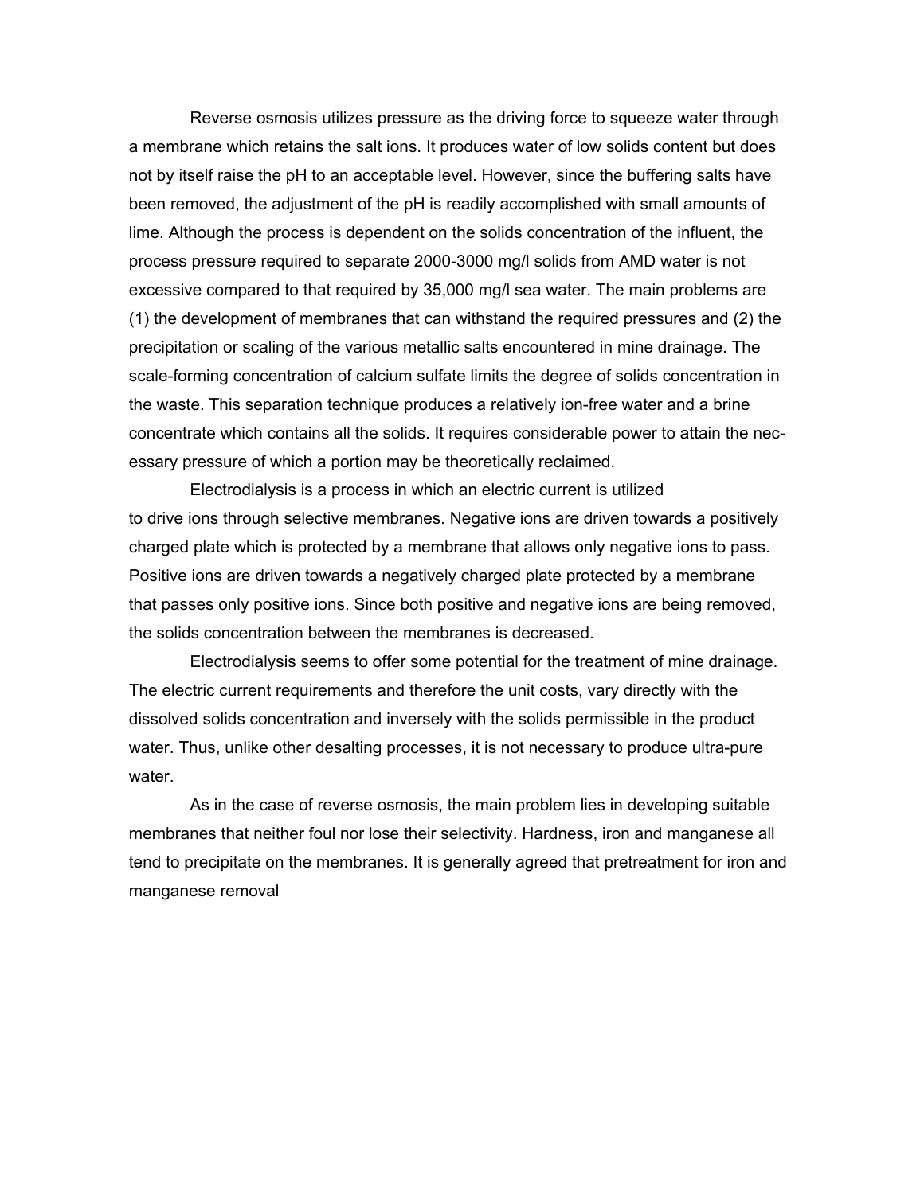Reverse osmosis utilizes pressure as the driving force to squeeze water through a membrane which retains the salt ions. It produces water of low solids content but does not by itself raise the pH to an acceptable level. However, since the buffering salts have been removed, the adjustment of the pH is readily accomplished with small amounts of lime. Although the process is dependent on the solids concentration of the influent, the process pressure required to separate 2000-3000 mg/l solids from AMD water is not excessive compared to that required by 35,000 mg/l sea water. The main problems are (1) the development of membranes that can withstand the required pressures and (2) the precipitation or scaling of the various metallic salts encountered in mine drainage. The scale-forming concentration of calcium sulfate limits the degree of solids concentration in the waste. This separation technique produces a relatively ion-free water and a brine concentrate which contains all the solids. It requires considerable power to attain the necessary pressure of which a portion may be theoretically reclaimed.

Electrodialysis is a process in which an electric current is utilized to drive ions through selective membranes. Negative ions are driven towards a positively charged plate which is protected by a membrane that allows only negative ions to pass. Positive ions are driven towards a negatively charged plate protected by a membrane that passes only positive ions. Since both positive and negative ions are being removed, the solids concentration between the membranes is decreased.

Electrodialysis seems to offer some potential for the treatment of mine drainage. The electric current requirements and therefore the unit costs, vary directly with the dissolved solids concentration and inversely with the solids permissible in the product water. Thus, unlike other desalting processes, it is not necessary to produce ultra-pure water.

As in the case of reverse osmosis, the main problem lies in developing suitable membranes that neither foul nor lose their selectivity. Hardness, iron and manganese all tend to precipitate on the membranes. It is generally agreed that pretreatment for iron and manganese removal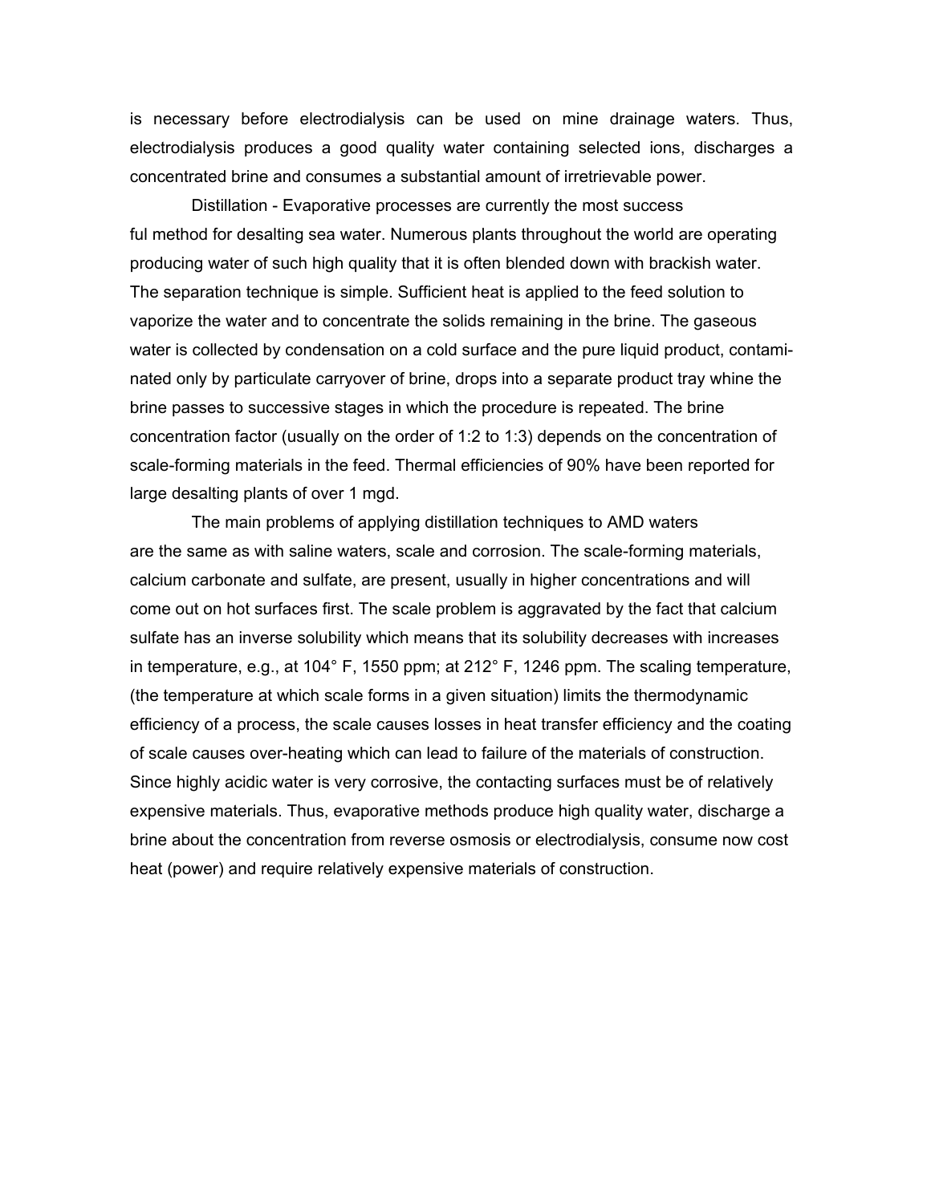is necessary before electrodialysis can be used on mine drainage waters. Thus, electrodialysis produces a good quality water containing selected ions, discharges a concentrated brine and consumes a substantial amount of irretrievable power.

Distillation - Evaporative processes are currently the most successful method for desalting sea water. Numerous plants throughout the world are operating producing water of such high quality that it is often blended down with brackish water. The separation technique is simple. Sufficient heat is applied to the feed solution to vaporize the water and to concentrate the solids remaining in the brine. The gaseous water is collected by condensation on a cold surface and the pure liquid product, contaminated only by particulate carryover of brine, drops into a separate product tray whine the brine passes to successive stages in which the procedure is repeated. The brine concentration factor (usually on the order of 1:2 to 1:3) depends on the concentration of scale-forming materials in the feed. Thermal efficiencies of 90% have been reported for large desalting plants of over 1 mgd.

The main problems of applying distillation techniques to AMD waters are the same as with saline waters, scale and corrosion. The scale-forming materials, calcium carbonate and sulfate, are present, usually in higher concentrations and will come out on hot surfaces first. The scale problem is aggravated by the fact that calcium sulfate has an inverse solubility which means that its solubility decreases with increases in temperature, e.g., at 104° F, 1550 ppm; at 212° F, 1246 ppm. The scaling temperature, (the temperature at which scale forms in a given situation) limits the thermodynamic efficiency of a process, the scale causes losses in heat transfer efficiency and the coating of scale causes over-heating which can lead to failure of the materials of construction. Since highly acidic water is very corrosive, the contacting surfaces must be of relatively expensive materials. Thus, evaporative methods produce high quality water, discharge a brine about the concentration from reverse osmosis or electrodialysis, consume now cost heat (power) and require relatively expensive materials of construction.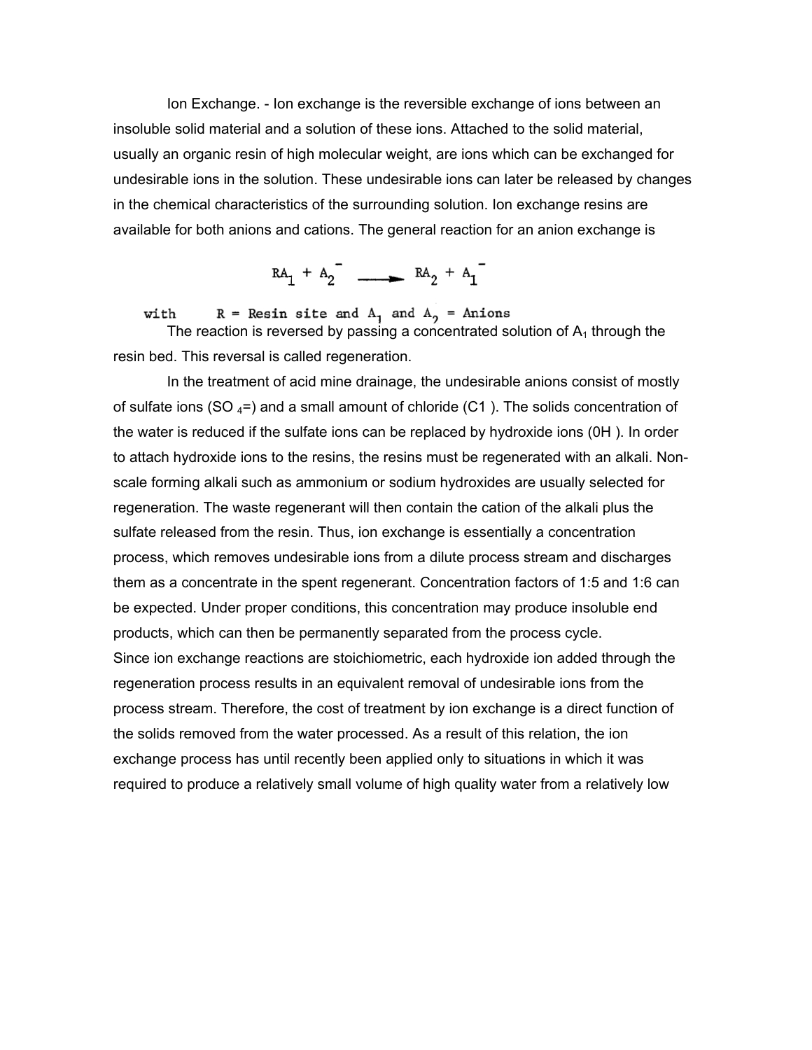Ion Exchange. - Ion exchange is the reversible exchange of ions between an insoluble solid material and a solution of these ions. Attached to the solid material, usually an organic resin of high molecular weight, are ions which can be exchanged for undesirable ions in the solution. These undesirable ions can later be released by changes in the chemical characteristics of the surrounding solution. Ion exchange resins are available for both anions and cations. The general reaction for an anion exchange is

$$RA_1 + A_2^- \longrightarrow RA_2 + A_1^-$$

with R = Resin site and $A_1$ and $A_2$ = Anions

The reaction is reversed by passing a concentrated solution of $A_1$ through the resin bed. This reversal is called regeneration.

In the treatment of acid mine drainage, the undesirable anions consist of mostly of sulfate ions ($SO_4^=$) and a small amount of chloride (C1 ). The solids concentration of the water is reduced if the sulfate ions can be replaced by hydroxide ions (0H ). In order to attach hydroxide ions to the resins, the resins must be regenerated with an alkali. Non-scale forming alkali such as ammonium or sodium hydroxides are usually selected for regeneration. The waste regenerant will then contain the cation of the alkali plus the sulfate released from the resin. Thus, ion exchange is essentially a concentration process, which removes undesirable ions from a dilute process stream and discharges them as a concentrate in the spent regenerant. Concentration factors of 1:5 and 1:6 can be expected. Under proper conditions, this concentration may produce insoluble end products, which can then be permanently separated from the process cycle.

Since ion exchange reactions are stoichiometric, each hydroxide ion added through the regeneration process results in an equivalent removal of undesirable ions from the process stream. Therefore, the cost of treatment by ion exchange is a direct function of the solids removed from the water processed. As a result of this relation, the ion exchange process has until recently been applied only to situations in which it was required to produce a relatively small volume of high quality water from a relatively low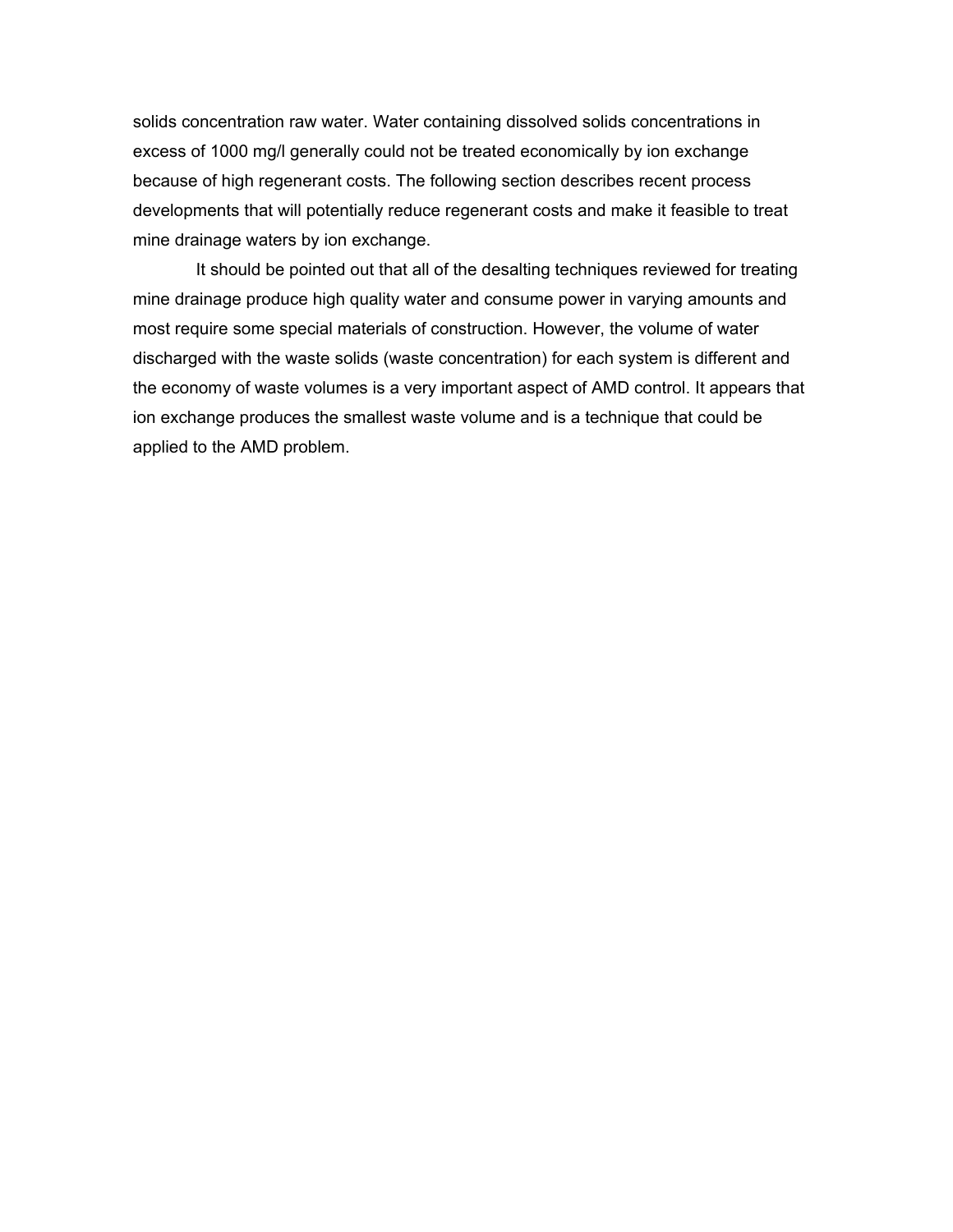solids concentration raw water. Water containing dissolved solids concentrations in excess of 1000 mg/l generally could not be treated economically by ion exchange because of high regenerant costs. The following section describes recent process developments that will potentially reduce regenerant costs and make it feasible to treat mine drainage waters by ion exchange.

It should be pointed out that all of the desalting techniques reviewed for treating mine drainage produce high quality water and consume power in varying amounts and most require some special materials of construction. However, the volume of water discharged with the waste solids (waste concentration) for each system is different and the economy of waste volumes is a very important aspect of AMD control. It appears that ion exchange produces the smallest waste volume and is a technique that could be applied to the AMD problem.